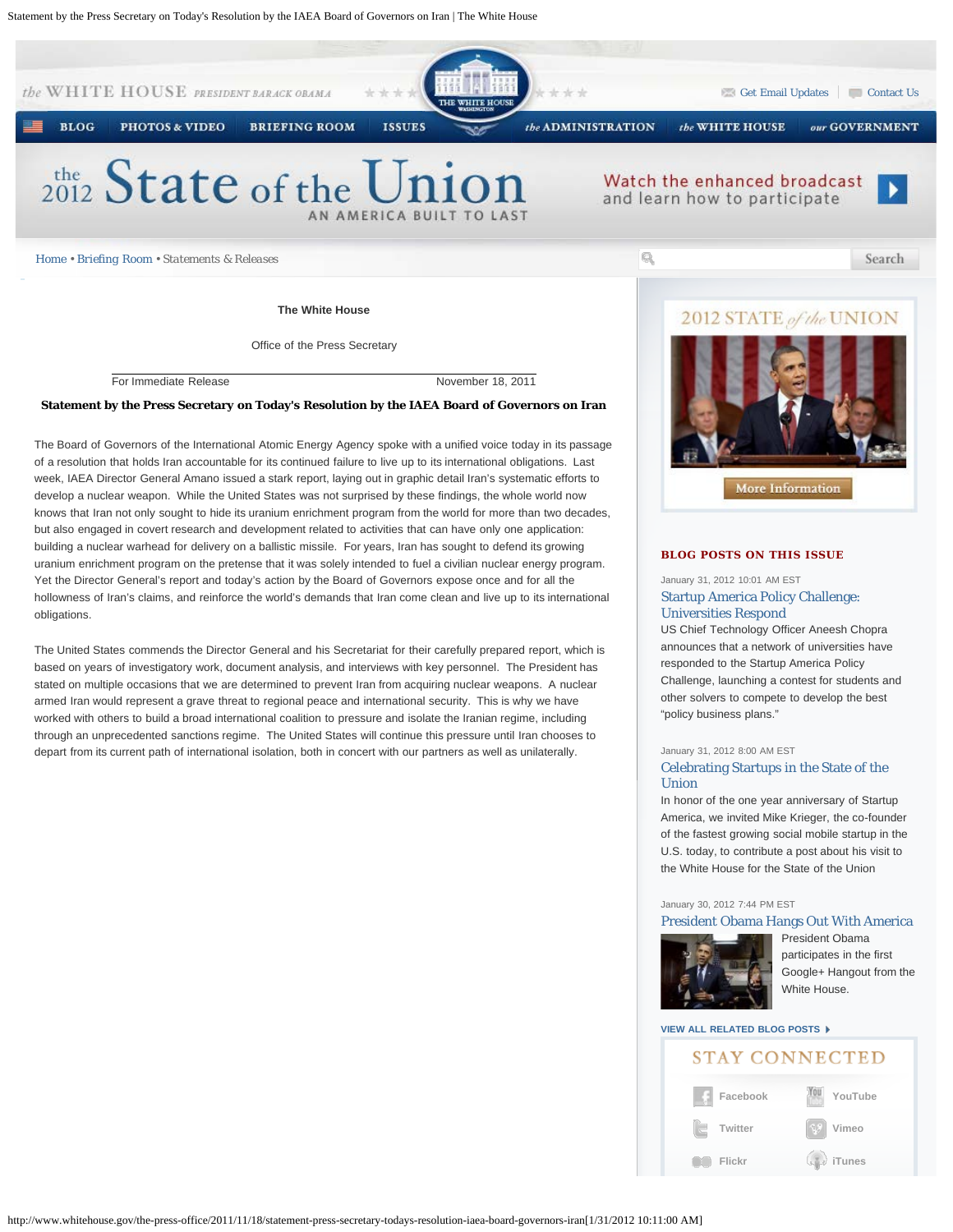Home • Briefing Room • Statements & Releases

The White House

Office of the Press Secretary

For Immediate Release November 18, 2011

## Statement by the Press Secretary on Today's Resolution by the IAEA Board of Governors on Iran

The Board of Governors of the International Atomic Energy Agency spoke with a unified voice today in its passage of a resolution that holds Iran accountable for its continued failure to live up to its international obligations. Last week, IAEA Director General Amano issued a stark report, laying out in graphic detail Iran's systematic efforts to develop a nuclear weapon. While the United States was not surprised by these findings, the whole world now knows that Iran not only sought to hide its uranium enrichment program from the world for more than two decades, but also engaged in covert research and development related to activities that can have only one application: building a nuclear warhead for delivery on a ballistic missile. For years, Iran has sought to defend its growing uranium enrichment program on the pretense that it was solely intended to fuel a civilian nuclear energy program. Yet the Director General's report and today's action by the Board of Governors expose once and for all the hollowness of Iran's claims, and reinforce the world's demands that Iran come clean and live up to its international obligations.

The United States commends the Director General and his Secretariat for their carefully prepared report, which is based on years of investigatory work, document analysis, and interviews with key personnel. The President has stated on multiple occasions that we are determined to prevent Iran from acquiring nuclear weapons. A nuclear armed Iran would represent a grave threat to regional peace and international security. This is why we have worked with others to build a broad international coalition to pressure and isolate the Iranian regime, including through an unprecedented sanctions regime. The United States will continue this pressure until Iran chooses to depart from its current path of international isolation, both in concert with our partners as well as unilaterally.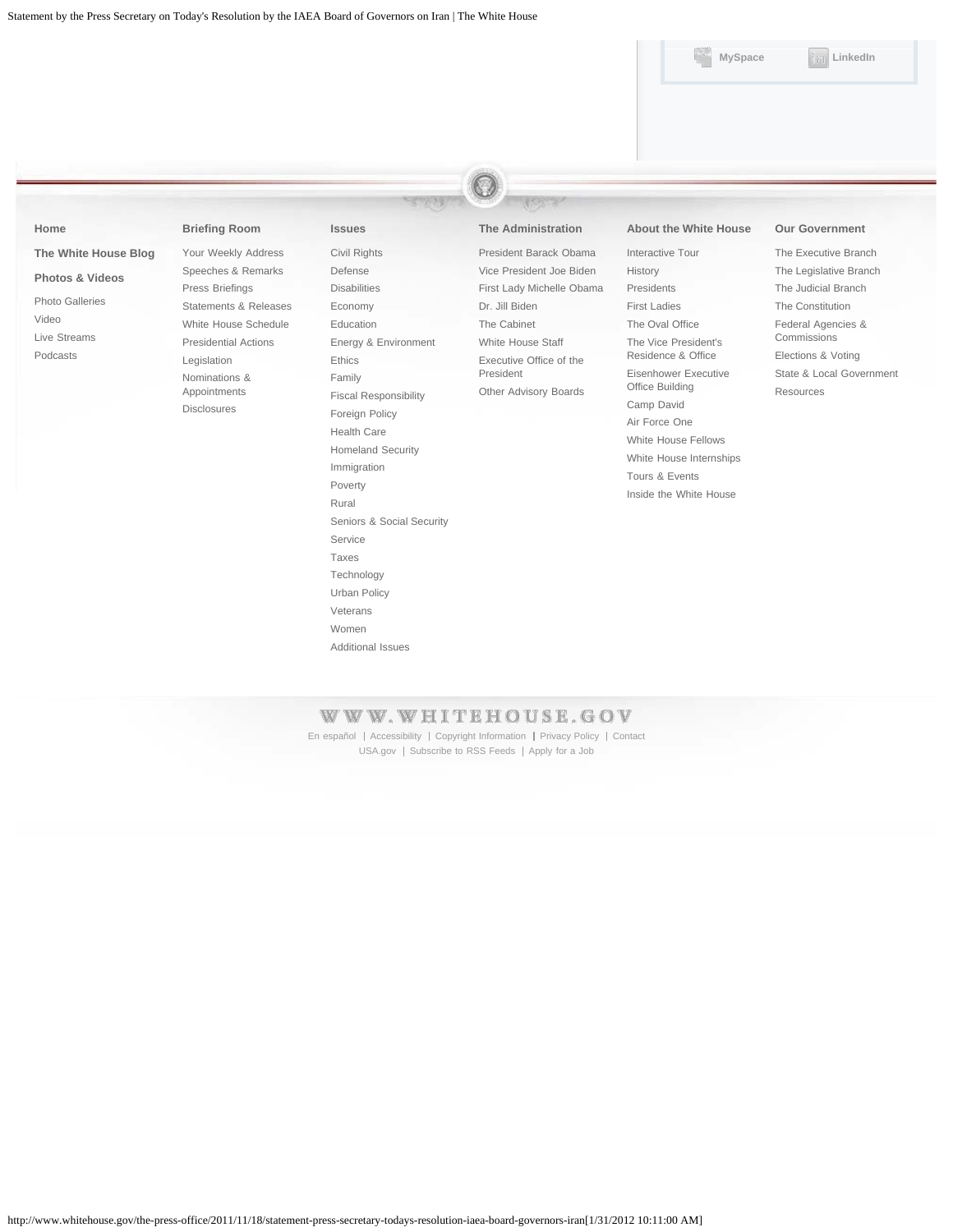MySpace LinkedIn

**Home**

**The White House Blog**

**Photos & Videos**

Photo Galleries
Video
Live Streams
Podcasts

**Briefing Room**

Your Weekly Address
Speeches & Remarks
Press Briefings
Statements & Releases
White House Schedule
Presidential Actions
Legislation
Nominations & Appointments
Disclosures

**Issues**

Civil Rights
Defense
Disabilities
Economy
Education
Energy & Environment
Ethics
Family
Fiscal Responsibility
Foreign Policy
Health Care
Homeland Security
Immigration
Poverty
Rural
Seniors & Social Security
Service
Taxes
Technology
Urban Policy
Veterans
Women
Additional Issues

**The Administration**

President Barack Obama
Vice President Joe Biden
First Lady Michelle Obama
Dr. Jill Biden
The Cabinet
White House Staff
Executive Office of the President
Other Advisory Boards

**About the White House**

Interactive Tour
History
Presidents
First Ladies
The Oval Office
The Vice President's Residence & Office
Eisenhower Executive Office Building
Camp David
Air Force One
White House Fellows
White House Internships
Tours & Events
Inside the White House

**Our Government**

The Executive Branch
The Legislative Branch
The Judicial Branch
The Constitution
Federal Agencies & Commissions
Elections & Voting
State & Local Government
Resources

WWW.WHITEHOUSE.GOV

En español | Accessibility | Copyright Information | Privacy Policy | Contact
USA.gov | Subscribe to RSS Feeds | Apply for a Job